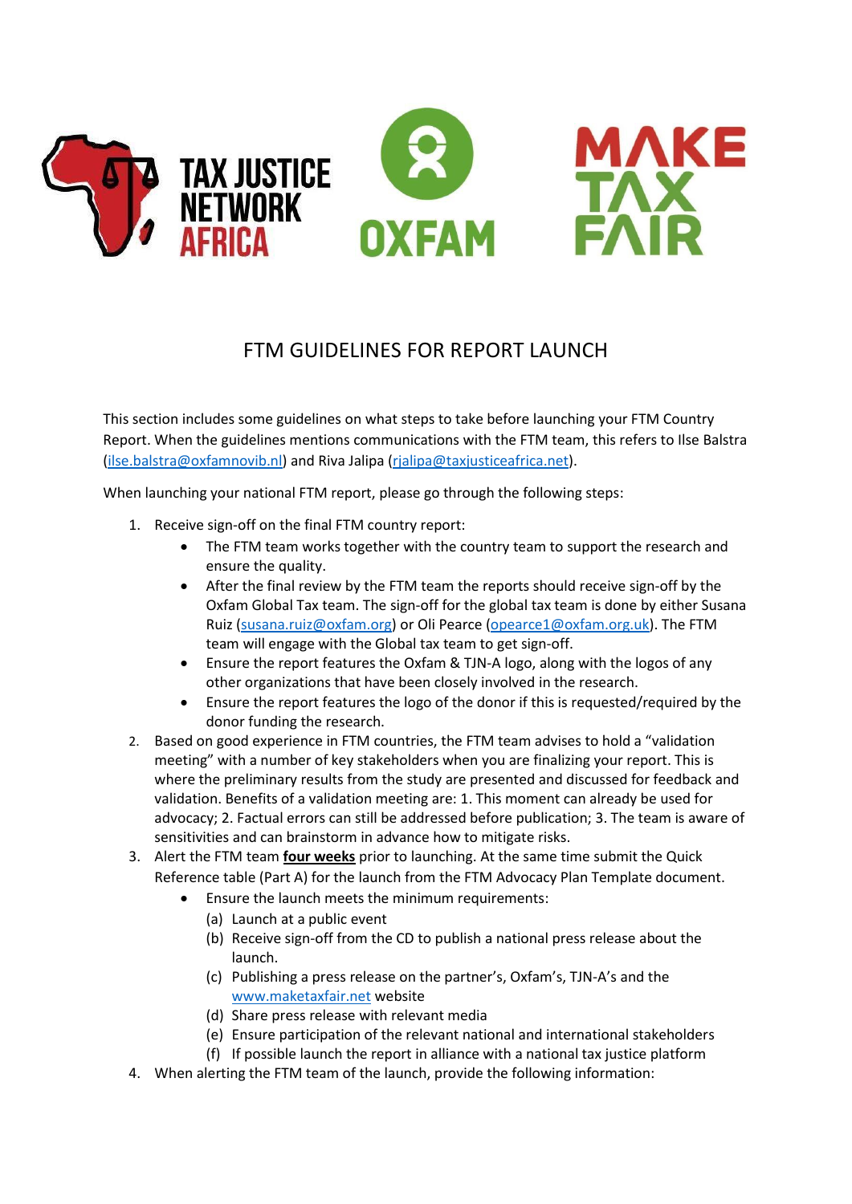# FTM GUIDELINES FOR REPORT LAUNCH

This section includes some guidelines on what steps to take before launching your FTM Country Report. When the guidelines mentions communications with the FTM team, this refers to Ilse Balstra (ilse.balstra@oxfamnovib.nl) and Riva Jalipa (rjalipa@taxjusticeafrica.net).

When launching your national FTM report, please go through the following steps:

1. Receive sign-off on the final FTM country report:
    - The FTM team works together with the country team to support the research and ensure the quality.
    - After the final review by the FTM team the reports should receive sign-off by the Oxfam Global Tax team. The sign-off for the global tax team is done by either Susana Ruiz (susana.ruiz@oxfam.org) or Oli Pearce (opearce1@oxfam.org.uk). The FTM team will engage with the Global tax team to get sign-off.
    - Ensure the report features the Oxfam & TJN-A logo, along with the logos of any other organizations that have been closely involved in the research.
    - Ensure the report features the logo of the donor if this is requested/required by the donor funding the research.
2. Based on good experience in FTM countries, the FTM team advises to hold a "validation meeting" with a number of key stakeholders when you are finalizing your report. This is where the preliminary results from the study are presented and discussed for feedback and validation. Benefits of a validation meeting are: 1. This moment can already be used for advocacy; 2. Factual errors can still be addressed before publication; 3. The team is aware of sensitivities and can brainstorm in advance how to mitigate risks.
3. Alert the FTM team **four weeks** prior to launching. At the same time submit the Quick Reference table (Part A) for the launch from the FTM Advocacy Plan Template document.
    - Ensure the launch meets the minimum requirements:
        - (a) Launch at a public event
        - (b) Receive sign-off from the CD to publish a national press release about the launch.
        - (c) Publishing a press release on the partner's, Oxfam's, TJN-A's and the www.maketaxfair.net website
        - (d) Share press release with relevant media
        - (e) Ensure participation of the relevant national and international stakeholders
        - (f) If possible launch the report in alliance with a national tax justice platform
4. When alerting the FTM team of the launch, provide the following information: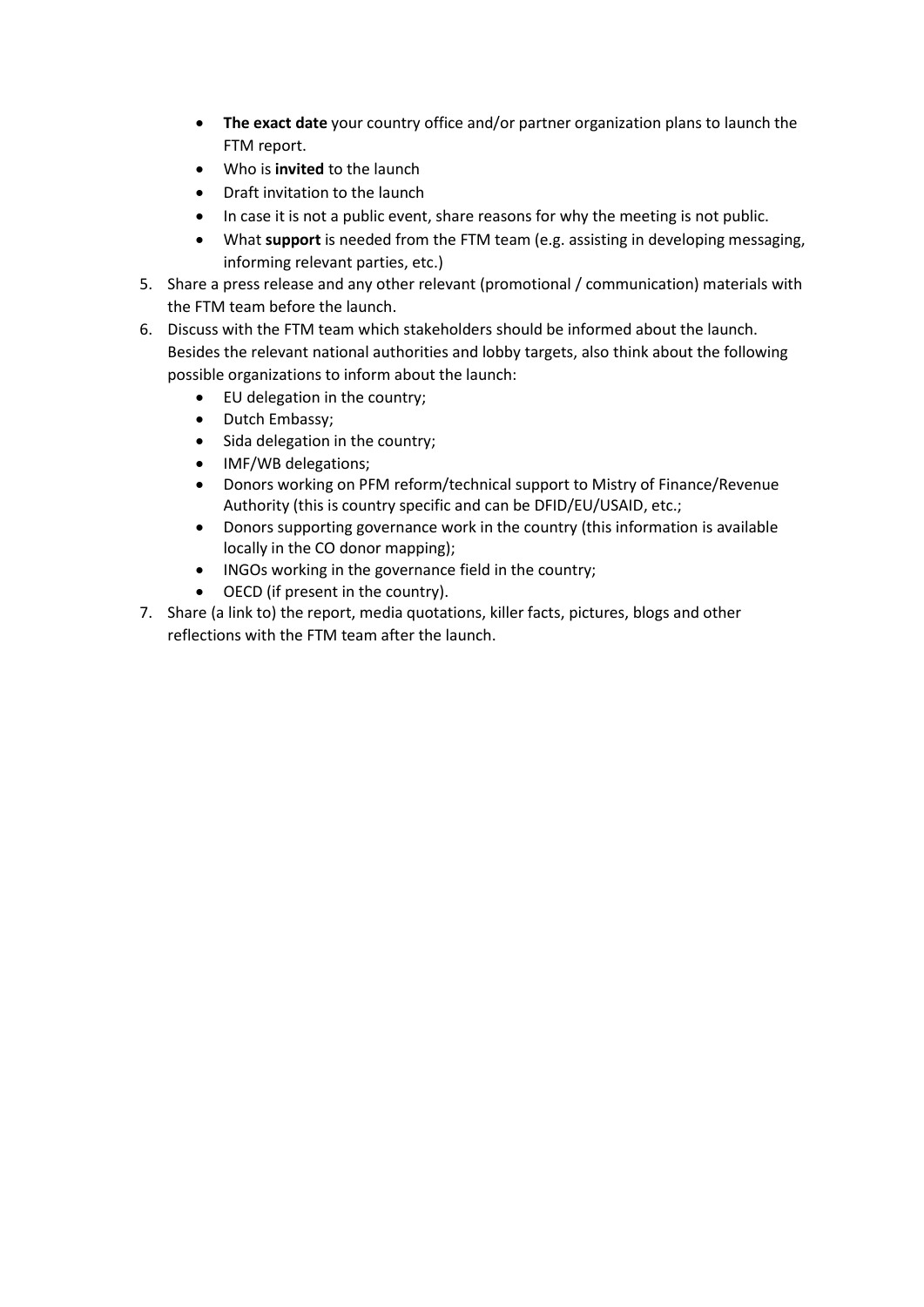- **The exact date** your country office and/or partner organization plans to launch the FTM report.
- Who is **invited** to the launch
- Draft invitation to the launch
- In case it is not a public event, share reasons for why the meeting is not public.
- What **support** is needed from the FTM team (e.g. assisting in developing messaging, informing relevant parties, etc.)

5. Share a press release and any other relevant (promotional / communication) materials with the FTM team before the launch.
6. Discuss with the FTM team which stakeholders should be informed about the launch. Besides the relevant national authorities and lobby targets, also think about the following possible organizations to inform about the launch:
   - EU delegation in the country;
   - Dutch Embassy;
   - Sida delegation in the country;
   - IMF/WB delegations;
   - Donors working on PFM reform/technical support to Mistry of Finance/Revenue Authority (this is country specific and can be DFID/EU/USAID, etc.;
   - Donors supporting governance work in the country (this information is available locally in the CO donor mapping);
   - INGOs working in the governance field in the country;
   - OECD (if present in the country).
7. Share (a link to) the report, media quotations, killer facts, pictures, blogs and other reflections with the FTM team after the launch.